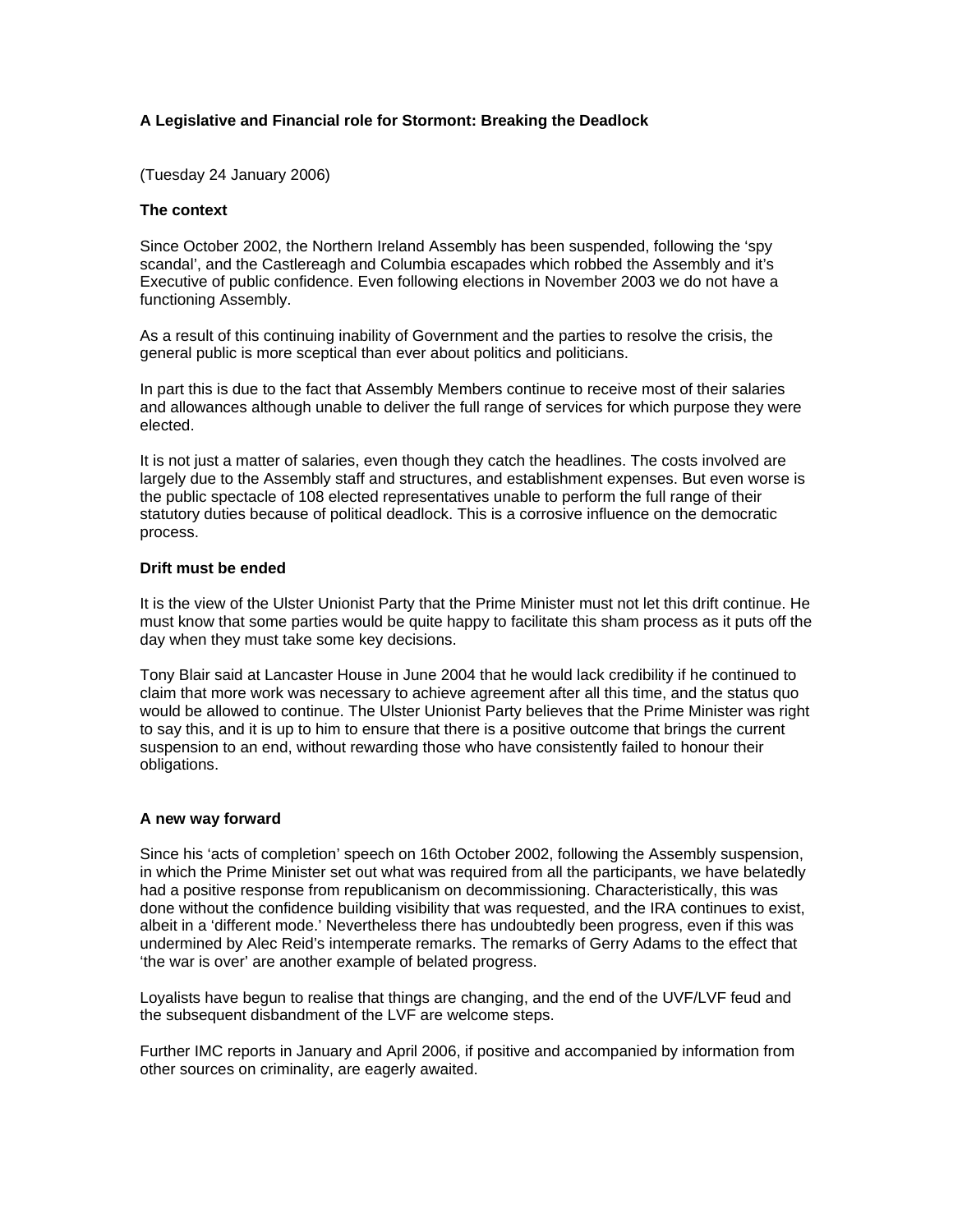# A Legislative and Financial role for Stormont: Breaking the Deadlock

(Tuesday 24 January 2006)

## The context

Since October 2002, the Northern Ireland Assembly has been suspended, following the 'spy scandal', and the Castlereagh and Columbia escapades which robbed the Assembly and it's Executive of public confidence. Even following elections in November 2003 we do not have a functioning Assembly.

As a result of this continuing inability of Government and the parties to resolve the crisis, the general public is more sceptical than ever about politics and politicians.

In part this is due to the fact that Assembly Members continue to receive most of their salaries and allowances although unable to deliver the full range of services for which purpose they were elected.

It is not just a matter of salaries, even though they catch the headlines. The costs involved are largely due to the Assembly staff and structures, and establishment expenses. But even worse is the public spectacle of 108 elected representatives unable to perform the full range of their statutory duties because of political deadlock. This is a corrosive influence on the democratic process.

## Drift must be ended

It is the view of the Ulster Unionist Party that the Prime Minister must not let this drift continue. He must know that some parties would be quite happy to facilitate this sham process as it puts off the day when they must take some key decisions.

Tony Blair said at Lancaster House in June 2004 that he would lack credibility if he continued to claim that more work was necessary to achieve agreement after all this time, and the status quo would be allowed to continue. The Ulster Unionist Party believes that the Prime Minister was right to say this, and it is up to him to ensure that there is a positive outcome that brings the current suspension to an end, without rewarding those who have consistently failed to honour their obligations.

## A new way forward

Since his 'acts of completion' speech on 16th October 2002, following the Assembly suspension, in which the Prime Minister set out what was required from all the participants, we have belatedly had a positive response from republicanism on decommissioning. Characteristically, this was done without the confidence building visibility that was requested, and the IRA continues to exist, albeit in a 'different mode.' Nevertheless there has undoubtedly been progress, even if this was undermined by Alec Reid's intemperate remarks. The remarks of Gerry Adams to the effect that 'the war is over' are another example of belated progress.

Loyalists have begun to realise that things are changing, and the end of the UVF/LVF feud and the subsequent disbandment of the LVF are welcome steps.

Further IMC reports in January and April 2006, if positive and accompanied by information from other sources on criminality, are eagerly awaited.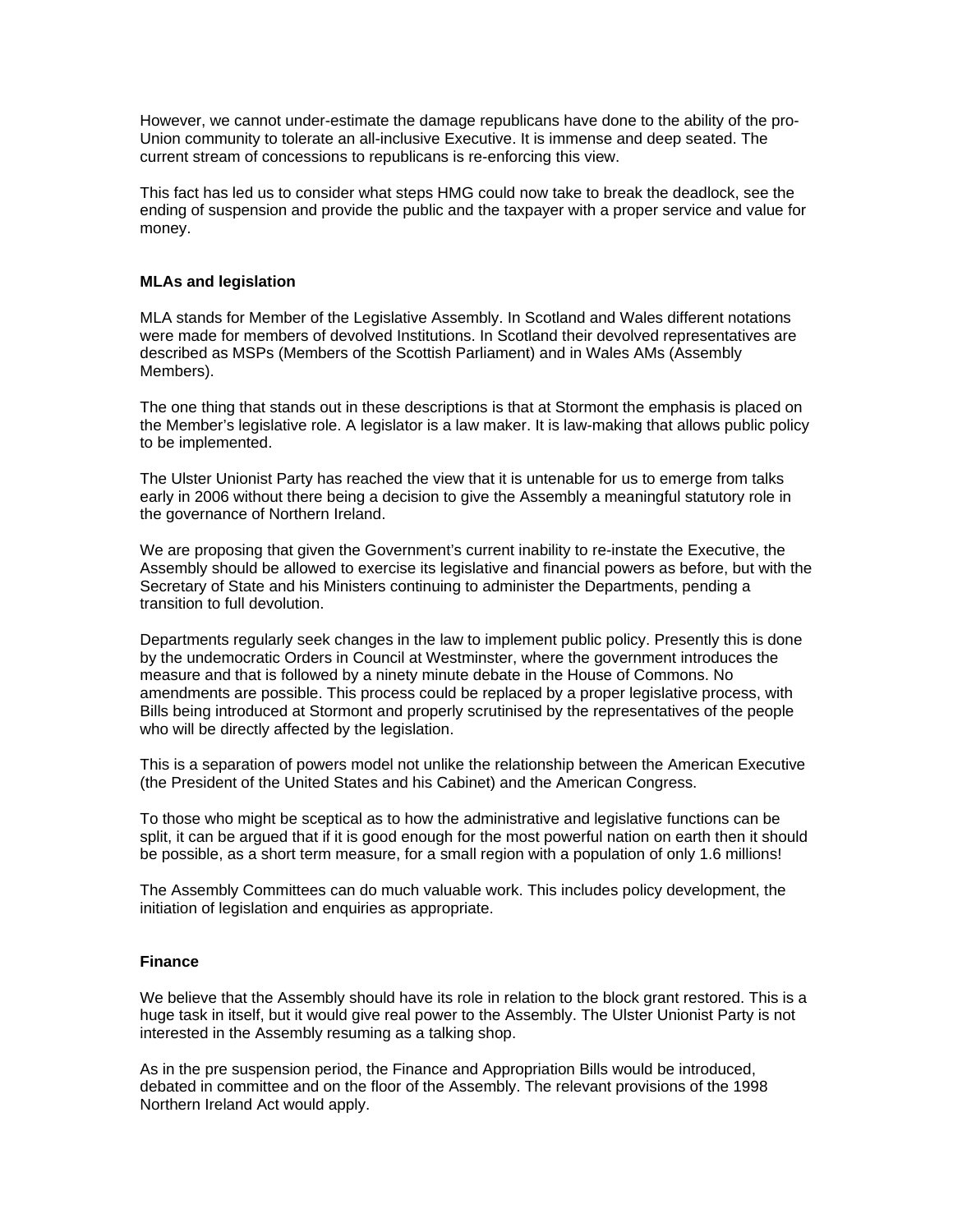However, we cannot under-estimate the damage republicans have done to the ability of the pro-Union community to tolerate an all-inclusive Executive. It is immense and deep seated. The current stream of concessions to republicans is re-enforcing this view.

This fact has led us to consider what steps HMG could now take to break the deadlock, see the ending of suspension and provide the public and the taxpayer with a proper service and value for money.

**MLAs and legislation**

MLA stands for Member of the Legislative Assembly. In Scotland and Wales different notations were made for members of devolved Institutions. In Scotland their devolved representatives are described as MSPs (Members of the Scottish Parliament) and in Wales AMs (Assembly Members).

The one thing that stands out in these descriptions is that at Stormont the emphasis is placed on the Member's legislative role. A legislator is a law maker. It is law-making that allows public policy to be implemented.

The Ulster Unionist Party has reached the view that it is untenable for us to emerge from talks early in 2006 without there being a decision to give the Assembly a meaningful statutory role in the governance of Northern Ireland.

We are proposing that given the Government's current inability to re-instate the Executive, the Assembly should be allowed to exercise its legislative and financial powers as before, but with the Secretary of State and his Ministers continuing to administer the Departments, pending a transition to full devolution.

Departments regularly seek changes in the law to implement public policy. Presently this is done by the undemocratic Orders in Council at Westminster, where the government introduces the measure and that is followed by a ninety minute debate in the House of Commons. No amendments are possible. This process could be replaced by a proper legislative process, with Bills being introduced at Stormont and properly scrutinised by the representatives of the people who will be directly affected by the legislation.

This is a separation of powers model not unlike the relationship between the American Executive (the President of the United States and his Cabinet) and the American Congress.

To those who might be sceptical as to how the administrative and legislative functions can be split, it can be argued that if it is good enough for the most powerful nation on earth then it should be possible, as a short term measure, for a small region with a population of only 1.6 millions!

The Assembly Committees can do much valuable work. This includes policy development, the initiation of legislation and enquiries as appropriate.

**Finance**

We believe that the Assembly should have its role in relation to the block grant restored. This is a huge task in itself, but it would give real power to the Assembly. The Ulster Unionist Party is not interested in the Assembly resuming as a talking shop.

As in the pre suspension period, the Finance and Appropriation Bills would be introduced, debated in committee and on the floor of the Assembly. The relevant provisions of the 1998 Northern Ireland Act would apply.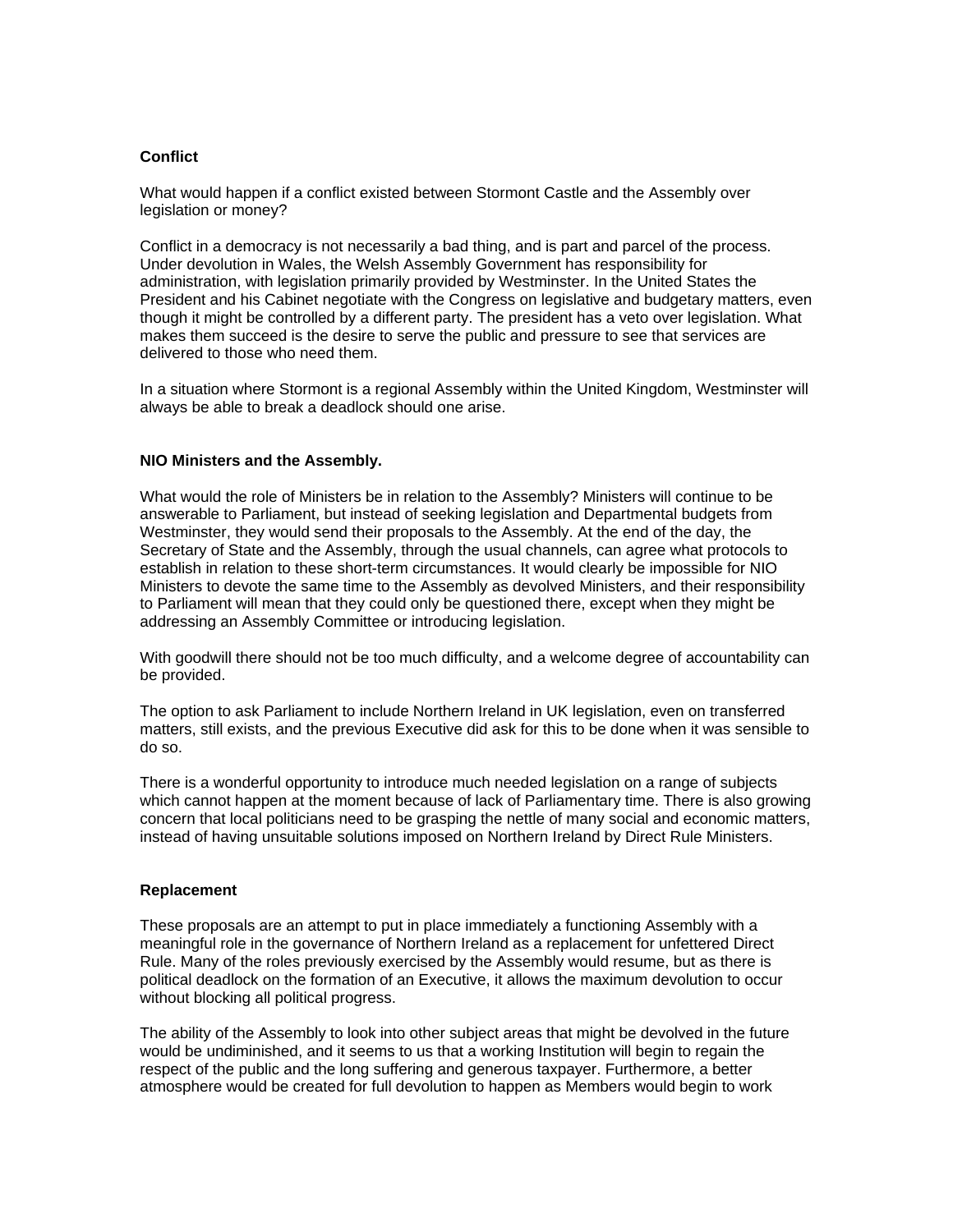**Conflict**

What would happen if a conflict existed between Stormont Castle and the Assembly over legislation or money?

Conflict in a democracy is not necessarily a bad thing, and is part and parcel of the process. Under devolution in Wales, the Welsh Assembly Government has responsibility for administration, with legislation primarily provided by Westminster. In the United States the President and his Cabinet negotiate with the Congress on legislative and budgetary matters, even though it might be controlled by a different party. The president has a veto over legislation. What makes them succeed is the desire to serve the public and pressure to see that services are delivered to those who need them.

In a situation where Stormont is a regional Assembly within the United Kingdom, Westminster will always be able to break a deadlock should one arise.

**NIO Ministers and the Assembly.**

What would the role of Ministers be in relation to the Assembly? Ministers will continue to be answerable to Parliament, but instead of seeking legislation and Departmental budgets from Westminster, they would send their proposals to the Assembly. At the end of the day, the Secretary of State and the Assembly, through the usual channels, can agree what protocols to establish in relation to these short-term circumstances. It would clearly be impossible for NIO Ministers to devote the same time to the Assembly as devolved Ministers, and their responsibility to Parliament will mean that they could only be questioned there, except when they might be addressing an Assembly Committee or introducing legislation.

With goodwill there should not be too much difficulty, and a welcome degree of accountability can be provided.

The option to ask Parliament to include Northern Ireland in UK legislation, even on transferred matters, still exists, and the previous Executive did ask for this to be done when it was sensible to do so.

There is a wonderful opportunity to introduce much needed legislation on a range of subjects which cannot happen at the moment because of lack of Parliamentary time. There is also growing concern that local politicians need to be grasping the nettle of many social and economic matters, instead of having unsuitable solutions imposed on Northern Ireland by Direct Rule Ministers.

**Replacement**

These proposals are an attempt to put in place immediately a functioning Assembly with a meaningful role in the governance of Northern Ireland as a replacement for unfettered Direct Rule. Many of the roles previously exercised by the Assembly would resume, but as there is political deadlock on the formation of an Executive, it allows the maximum devolution to occur without blocking all political progress.

The ability of the Assembly to look into other subject areas that might be devolved in the future would be undiminished, and it seems to us that a working Institution will begin to regain the respect of the public and the long suffering and generous taxpayer. Furthermore, a better atmosphere would be created for full devolution to happen as Members would begin to work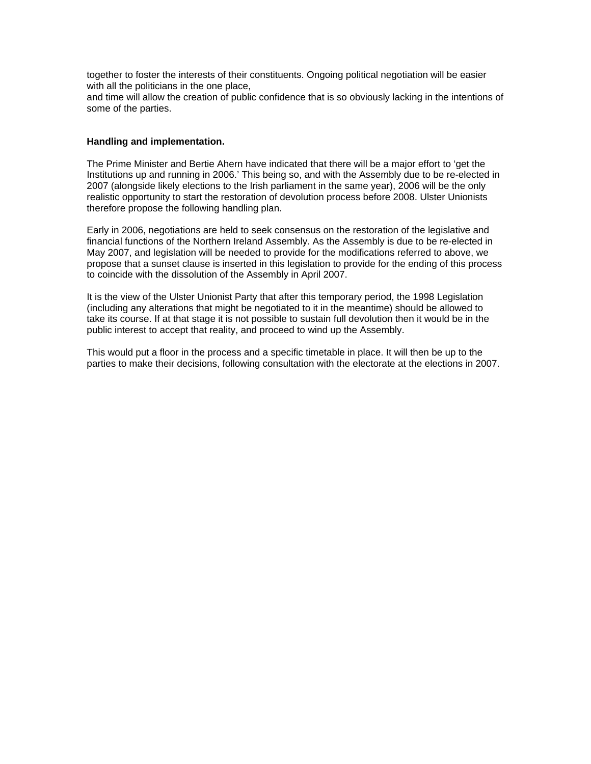together to foster the interests of their constituents. Ongoing political negotiation will be easier with all the politicians in the one place,
and time will allow the creation of public confidence that is so obviously lacking in the intentions of some of the parties.

**Handling and implementation.**

The Prime Minister and Bertie Ahern have indicated that there will be a major effort to 'get the Institutions up and running in 2006.' This being so, and with the Assembly due to be re-elected in 2007 (alongside likely elections to the Irish parliament in the same year), 2006 will be the only realistic opportunity to start the restoration of devolution process before 2008. Ulster Unionists therefore propose the following handling plan.

Early in 2006, negotiations are held to seek consensus on the restoration of the legislative and financial functions of the Northern Ireland Assembly. As the Assembly is due to be re-elected in May 2007, and legislation will be needed to provide for the modifications referred to above, we propose that a sunset clause is inserted in this legislation to provide for the ending of this process to coincide with the dissolution of the Assembly in April 2007.

It is the view of the Ulster Unionist Party that after this temporary period, the 1998 Legislation (including any alterations that might be negotiated to it in the meantime) should be allowed to take its course. If at that stage it is not possible to sustain full devolution then it would be in the public interest to accept that reality, and proceed to wind up the Assembly.

This would put a floor in the process and a specific timetable in place. It will then be up to the parties to make their decisions, following consultation with the electorate at the elections in 2007.